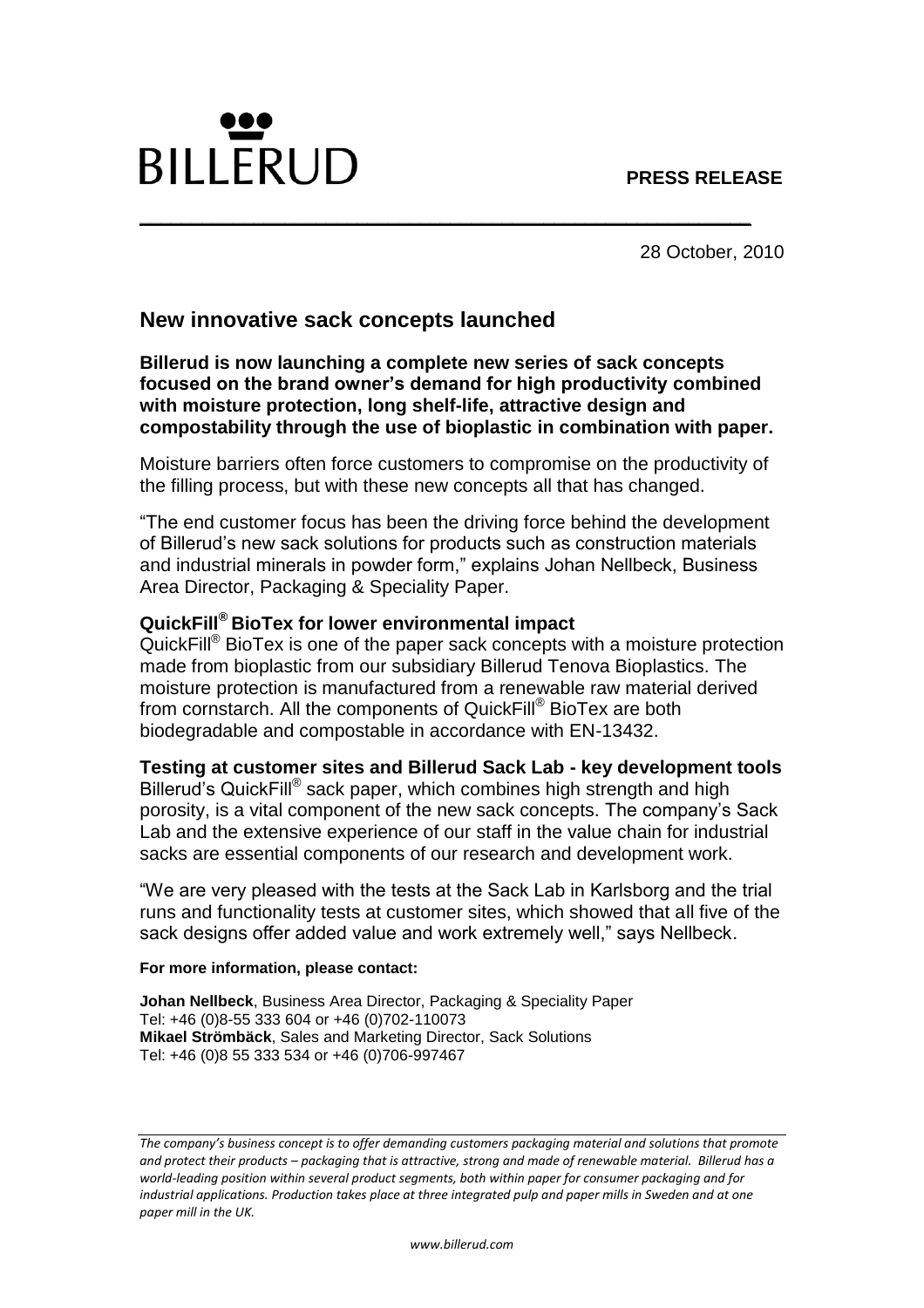BILLERUD

**PRESS RELEASE**

28 October, 2010

# New innovative sack concepts launched

**Billerud is now launching a complete new series of sack concepts focused on the brand owner's demand for high productivity combined with moisture protection, long shelf-life, attractive design and compostability through the use of bioplastic in combination with paper.**

Moisture barriers often force customers to compromise on the productivity of the filling process, but with these new concepts all that has changed.

"The end customer focus has been the driving force behind the development of Billerud's new sack solutions for products such as construction materials and industrial minerals in powder form," explains Johan Nellbeck, Business Area Director, Packaging & Speciality Paper.

## QuickFill® BioTex for lower environmental impact

QuickFill® BioTex is one of the paper sack concepts with a moisture protection made from bioplastic from our subsidiary Billerud Tenova Bioplastics. The moisture protection is manufactured from a renewable raw material derived from cornstarch. All the components of QuickFill® BioTex are both biodegradable and compostable in accordance with EN-13432.

## Testing at customer sites and Billerud Sack Lab - key development tools

Billerud's QuickFill® sack paper, which combines high strength and high porosity, is a vital component of the new sack concepts. The company's Sack Lab and the extensive experience of our staff in the value chain for industrial sacks are essential components of our research and development work.

"We are very pleased with the tests at the Sack Lab in Karlsborg and the trial runs and functionality tests at customer sites, which showed that all five of the sack designs offer added value and work extremely well," says Nellbeck.

**For more information, please contact:**

**Johan Nellbeck**, Business Area Director, Packaging & Speciality Paper
Tel: +46 (0)8-55 333 604 or +46 (0)702-110073
**Mikael Strömbäck**, Sales and Marketing Director, Sack Solutions
Tel: +46 (0)8 55 333 534 or +46 (0)706-997467

*The company's business concept is to offer demanding customers packaging material and solutions that promote and protect their products – packaging that is attractive, strong and made of renewable material. Billerud has a world-leading position within several product segments, both within paper for consumer packaging and for industrial applications. Production takes place at three integrated pulp and paper mills in Sweden and at one paper mill in the UK.*

*www.billerud.com*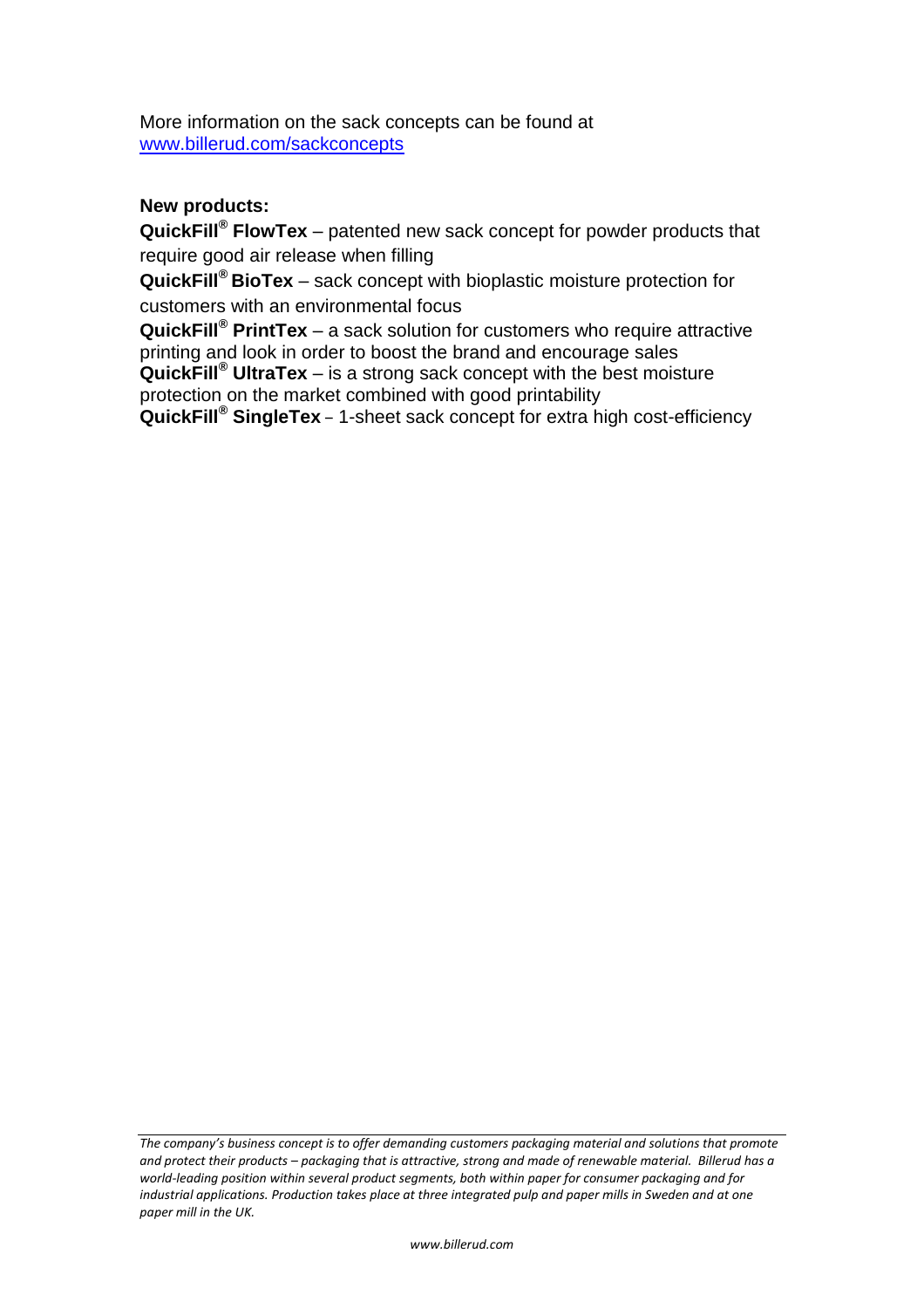More information on the sack concepts can be found at [www.billerud.com/sackconcepts](www.billerud.com/sackconcepts)

**New products:**

**QuickFill® FlowTex** – patented new sack concept for powder products that require good air release when filling

**QuickFill® BioTex** – sack concept with bioplastic moisture protection for customers with an environmental focus

**QuickFill® PrintTex** – a sack solution for customers who require attractive printing and look in order to boost the brand and encourage sales

**QuickFill® UltraTex** – is a strong sack concept with the best moisture protection on the market combined with good printability

**QuickFill® SingleTex** – 1-sheet sack concept for extra high cost-efficiency

*The company's business concept is to offer demanding customers packaging material and solutions that promote and protect their products – packaging that is attractive, strong and made of renewable material. Billerud has a world-leading position within several product segments, both within paper for consumer packaging and for industrial applications. Production takes place at three integrated pulp and paper mills in Sweden and at one paper mill in the UK.*

*www.billerud.com*